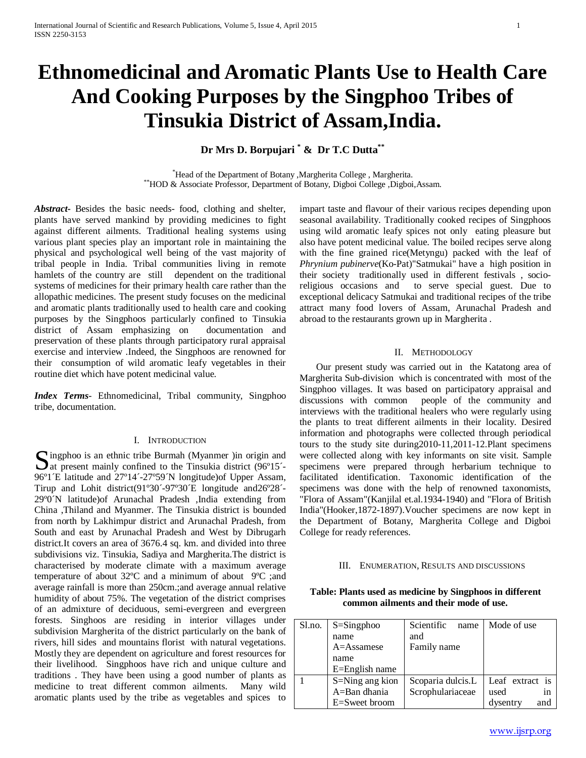# Ethnomedicinal and Aromatic Plants Use to Health Care And Cooking Purposes by the Singphoo Tribes of Tinsukia District of Assam,India.

**Dr Mrs D. Borpujari [*] & Dr T.C Dutta[**]**

[*]Head of the Department of Botany ,Margherita College , Margherita.
[**]HOD & Associate Professor, Department of Botany, Digboi College ,Digboi,Assam.

***Abstract***- Besides the basic needs- food, clothing and shelter, plants have served mankind by providing medicines to fight against different ailments. Traditional healing systems using various plant species play an important role in maintaining the physical and psychological well being of the vast majority of tribal people in India. Tribal communities living in remote hamlets of the country are still dependent on the traditional systems of medicines for their primary health care rather than the allopathic medicines. The present study focuses on the medicinal and aromatic plants traditionally used to health care and cooking purposes by the Singphoos particularly confined to Tinsukia district of Assam emphasizing on documentation and preservation of these plants through participatory rural appraisal exercise and interview .Indeed, the Singphoos are renowned for their consumption of wild aromatic leafy vegetables in their routine diet which have potent medicinal value.

***Index Terms***- Ethnomedicinal, Tribal community, Singphoo tribe, documentation.

## I. Introduction

Singphoo is an ethnic tribe Burmah (Myanmer )in origin and at present mainly confined to the Tinsukia district (96º15´-96º1´E latitude and 27º14´-27º59´N longitude)of Upper Assam, Tirup and Lohit district(91º30´-97º30´E longitude and26º28´-29º0´N latitude)of Arunachal Pradesh ,India extending from China ,Thiland and Myanmer. The Tinsukia district is bounded from north by Lakhimpur district and Arunachal Pradesh, from South and east by Arunachal Pradesh and West by Dibrugarh district.It covers an area of 3676.4 sq. km. and divided into three subdivisions viz. Tinsukia, Sadiya and Margherita.The district is characterised by moderate climate with a maximum average temperature of about 32ºC and a minimum of about 9ºC ;and average rainfall is more than 250cm.;and average annual relative humidity of about 75%. The vegetation of the district comprises of an admixture of deciduous, semi-evergreen and evergreen forests. Singhoos are residing in interior villages under subdivision Margherita of the district particularly on the bank of rivers, hill sides and mountains florist with natural vegetations. Mostly they are dependent on agriculture and forest resources for their livelihood. Singphoos have rich and unique culture and traditions . They have been using a good number of plants as medicine to treat different common ailments. Many wild aromatic plants used by the tribe as vegetables and spices to impart taste and flavour of their various recipes depending upon seasonal availability. Traditionally cooked recipes of Singphoos using wild aromatic leafy spices not only eating pleasure but also have potent medicinal value. The boiled recipes serve along with the fine grained rice(Metyngu) packed with the leaf of *Phrynium pubinerve*(Ko-Pat)"Satmukai" have a high position in their society traditionally used in different festivals , socio-religious occasions and to serve special guest. Due to exceptional delicacy Satmukai and traditional recipes of the tribe attract many food lovers of Assam, Arunachal Pradesh and abroad to the restaurants grown up in Margherita .

## II. Methodology

Our present study was carried out in the Katatong area of Margherita Sub-division which is concentrated with most of the Singphoo villages. It was based on participatory appraisal and discussions with common people of the community and interviews with the traditional healers who were regularly using the plants to treat different ailments in their locality. Desired information and photographs were collected through periodical tours to the study site during2010-11,2011-12.Plant specimens were collected along with key informants on site visit. Sample specimens were prepared through herbarium technique to facilitated identification. Taxonomic identification of the specimens was done with the help of renowned taxonomists, "Flora of Assam"(Kanjilal et.al.1934-1940) and "Flora of British India"(Hooker,1872-1897).Voucher specimens are now kept in the Department of Botany, Margherita College and Digboi College for ready references.

## III. Enumeration, Results and Discussions

**Table: Plants used as medicine by Singphoos in different common ailments and their mode of use.**

| Sl.no. | S=Singphoo name<br>A=Assamese name<br>E=English name | Scientific name and<br>Family name | Mode of use |
|---|---|---|---|
| 1 | S=Ning ang kion<br>A=Ban dhania<br>E=Sweet broom | Scoparia dulcis.L<br>Scrophulariaceae | Leaf extract is used in dysentry and |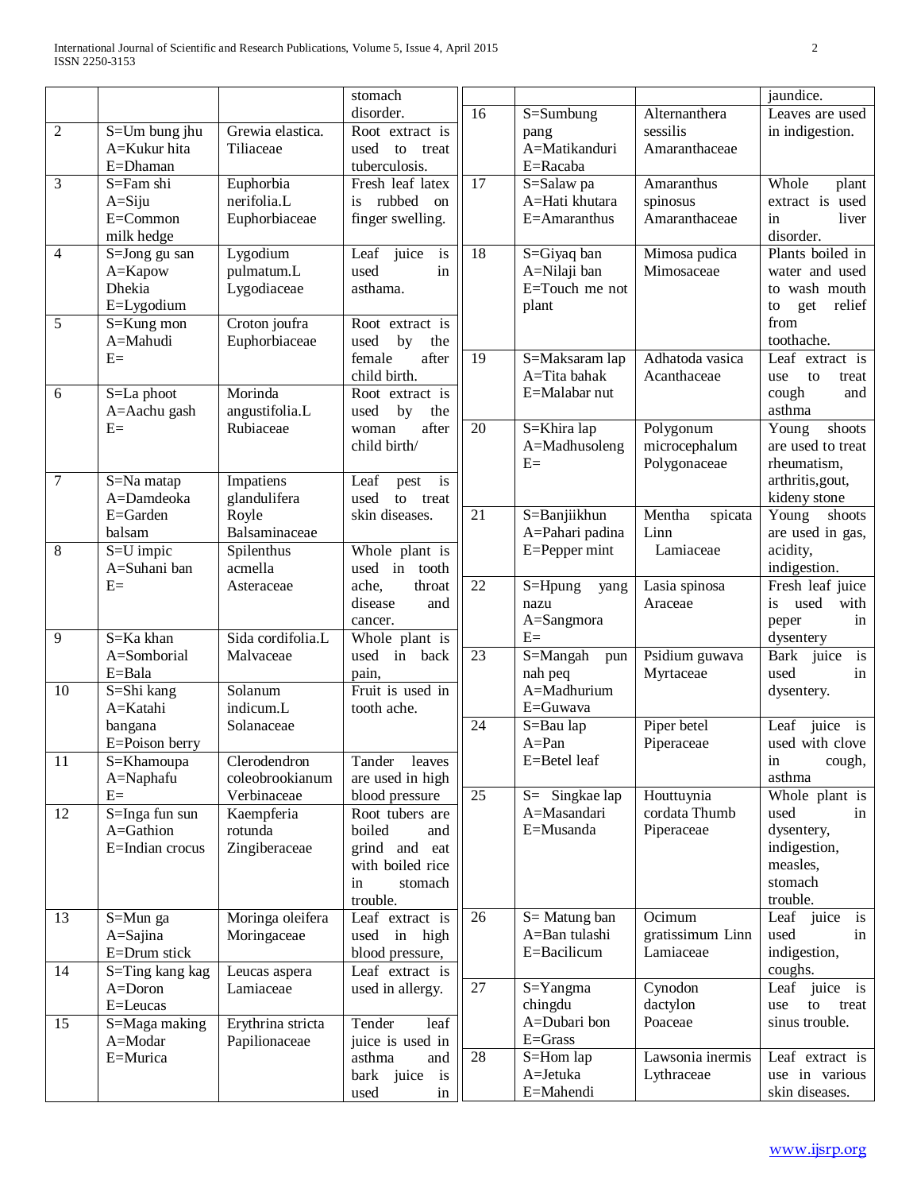| | | | stomach disorder. |
|---|---|---|---|
| 2 | S=Um bung jhu A=Kukur hita E=Dhaman | Grewia elastica. Tiliaceae | Root extract is used to treat tuberculosis. |
| 3 | S=Fam shi A=Siju E=Common milk hedge | Euphorbia nerifolia.L Euphorbiaceae | Fresh leaf latex is rubbed on finger swelling. |
| 4 | S=Jong gu san A=Kapow Dhekia E=Lygodium | Lygodium pulmatum.L Lygodiaceae | Leaf juice is used in asthama. |
| 5 | S=Kung mon A=Mahudi E= | Croton joufra Euphorbiaceae | Root extract is used by the female after child birth. |
| 6 | S=La phoot A=Aachu gash E= | Morinda angustifolia.L Rubiaceae | Root extract is used by the woman after child birth/ |
| 7 | S=Na matap A=Damdeoka E=Garden balsam | Impatiens glandulifera Royle Balsaminaceae | Leaf pest is used to treat skin diseases. |
| 8 | S=U impic A=Suhani ban E= | Spilenthus acmella Asteraceae | Whole plant is used in tooth ache, throat disease and cancer. |
| 9 | S=Ka khan A=Somborial E=Bala | Sida cordifolia.L Malvaceae | Whole plant is used in back pain, |
| 10 | S=Shi kang A=Katahi bangana E=Poison berry | Solanum indicum.L Solanaceae | Fruit is used in tooth ache. |
| 11 | S=Khamoupa A=Naphafu E= | Clerodendron coleobrookianum Verbinaceae | Tander leaves are used in high blood pressure |
| 12 | S=Inga fun sun A=Gathion E=Indian crocus | Kaempferia rotunda Zingiberaceae | Root tubers are boiled and grind and eat with boiled rice in stomach trouble. |
| 13 | S=Mun ga A=Sajina E=Drum stick | Moringa oleifera Moringaceae | Leaf extract is used in high blood pressure, |
| 14 | S=Ting kang kag A=Doron E=Leucas | Leucas aspera Lamiaceae | Leaf extract is used in allergy. |
| 15 | S=Maga making A=Modar E=Murica | Erythrina stricta Papilionaceae | Tender leaf juice is used in asthma and bark juice is used in jaundice. |
| 16 | S=Sumbung pang A=Matikanduri E=Racaba | Alternanthera sessilis Amaranthaceae | Leaves are used in indigestion. |
| 17 | S=Salaw pa A=Hati khutara E=Amaranthus | Amaranthus spinosus Amaranthaceae | Whole plant extract is used in liver disorder. |
| 18 | S=Giyaq ban A=Nilaji ban E=Touch me not plant | Mimosa pudica Mimosaceae | Plants boiled in water and used to wash mouth to get relief from toothache. |
| 19 | S=Maksaram lap A=Tita bahak E=Malabar nut | Adhatoda vasica Acanthaceae | Leaf extract is use to treat cough and asthma |
| 20 | S=Khira lap A=Madhusoleng E= | Polygonum microcephalum Polygonaceae | Young shoots are used to treat rheumatism, arthritis,gout, kideny stone |
| 21 | S=Banjiikhun A=Pahari padina E=Pepper mint | Mentha spicata Linn Lamiaceae | Young shoots are used in gas, acidity, indigestion. |
| 22 | S=Hpung yang nazu A=Sangmora E= | Lasia spinosa Araceae | Fresh leaf juice is used with peper in dysentery |
| 23 | S=Mangah pun nah peq A=Madhurium E=Guwava | Psidium guwava Myrtaceae | Bark juice is used in dysentery. |
| 24 | S=Bau lap A=Pan E=Betel leaf | Piper betel Piperaceae | Leaf juice is used with clove in cough, asthma |
| 25 | S= Singkae lap A=Masandari E=Musanda | Houttuynia cordata Thumb Piperaceae | Whole plant is used in dysentery, indigestion, measles, stomach trouble. |
| 26 | S= Matung ban A=Ban tulashi E=Bacilicum | Ocimum gratissimum Linn Lamiaceae | Leaf juice is used in indigestion, coughs. |
| 27 | S=Yangma chingdu A=Dubari bon E=Grass | Cynodon dactylon Poaceae | Leaf juice is use to treat sinus trouble. |
| 28 | S=Hom lap A=Jetuka E=Mahendi | Lawsonia inermis Lythraceae | Leaf extract is use in various skin diseases. |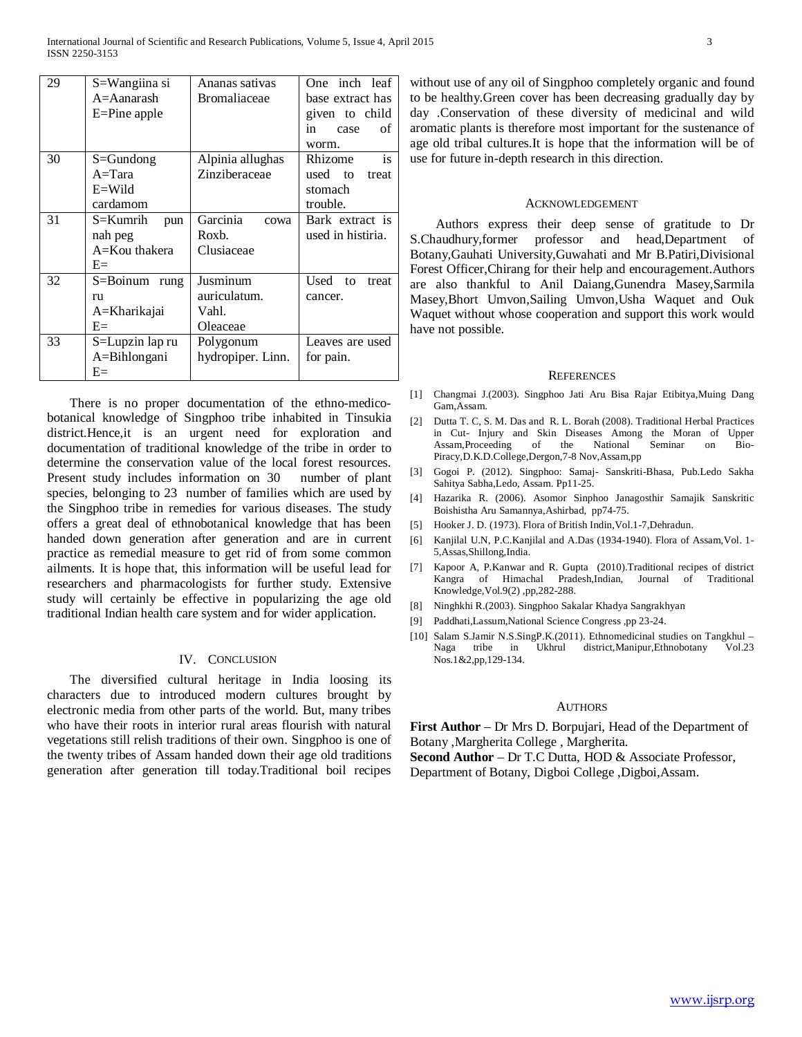| | | | |
|---|---|---|---|
| 29 | S=Wangiina si<br>A=Aanarash<br>E=Pine apple | Ananas sativas<br>Bromaliaceae | One inch leaf base extract has given to child in case of worm. |
| 30 | S=Gundong<br>A=Tara<br>E=Wild cardamom | Alpinia allughas<br>Zinziberaceae | Rhizome is used to treat stomach trouble. |
| 31 | S=Kumrih pun nah peg<br>A=Kou thakera<br>E= | Garcinia cowa Roxb.<br>Clusiaceae | Bark extract is used in histiria. |
| 32 | S=Boinum rung ru<br>A=Kharikajai<br>E= | Jusminum auriculatum. Vahl.<br>Oleaceae | Used to treat cancer. |
| 33 | S=Lupzin lap ru<br>A=Bihlongani<br>E= | Polygonum hydropiper. Linn. | Leaves are used for pain. |

There is no proper documentation of the ethno-medico-botanical knowledge of Singphoo tribe inhabited in Tinsukia district.Hence,it is an urgent need for exploration and documentation of traditional knowledge of the tribe in order to determine the conservation value of the local forest resources. Present study includes information on 30 number of plant species, belonging to 23 number of families which are used by the Singphoo tribe in remedies for various diseases. The study offers a great deal of ethnobotanical knowledge that has been handed down generation after generation and are in current practice as remedial measure to get rid of from some common ailments. It is hope that, this information will be useful lead for researchers and pharmacologists for further study. Extensive study will certainly be effective in popularizing the age old traditional Indian health care system and for wider application.

## IV. Conclusion

The diversified cultural heritage in India loosing its characters due to introduced modern cultures brought by electronic media from other parts of the world. But, many tribes who have their roots in interior rural areas flourish with natural vegetations still relish traditions of their own. Singphoo is one of the twenty tribes of Assam handed down their age old traditions generation after generation till today.Traditional boil recipes without use of any oil of Singphoo completely organic and found to be healthy.Green cover has been decreasing gradually day by day .Conservation of these diversity of medicinal and wild aromatic plants is therefore most important for the sustenance of age old tribal cultures.It is hope that the information will be of use for future in-depth research in this direction.

## Acknowledgement

Authors express their deep sense of gratitude to Dr S.Chaudhury,former professor and head,Department of Botany,Gauhati University,Guwahati and Mr B.Patiri,Divisional Forest Officer,Chirang for their help and encouragement.Authors are also thankful to Anil Daiang,Gunendra Masey,Sarmila Masey,Bhort Umvon,Sailing Umvon,Usha Waquet and Ouk Waquet without whose cooperation and support this work would have not possible.

## References

[1] Changmai J.(2003). Singphoo Jati Aru Bisa Rajar Etibitya,Muing Dang Gam,Assam.

[2] Dutta T. C, S. M. Das and R. L. Borah (2008). Traditional Herbal Practices in Cut- Injury and Skin Diseases Among the Moran of Upper Assam,Proceeding of the National Seminar on Bio-Piracy,D.K.D.College,Dergon,7-8 Nov,Assam,pp

[3] Gogoi P. (2012). Singphoo: Samaj- Sanskriti-Bhasa, Pub.Ledo Sakha Sahitya Sabha,Ledo, Assam. Pp11-25.

[4] Hazarika R. (2006). Asomor Sinphoo Janagosthir Samajik Sanskritic Boishistha Aru Samannya,Ashirbad, pp74-75.

[5] Hooker J. D. (1973). Flora of British Indin,Vol.1-7,Dehradun.

[6] Kanjilal U.N, P.C.Kanjilal and A.Das (1934-1940). Flora of Assam,Vol. 1-5,Assas,Shillong,India.

[7] Kapoor A, P.Kanwar and R. Gupta (2010).Traditional recipes of district Kangra of Himachal Pradesh,Indian, Journal of Traditional Knowledge,Vol.9(2) ,pp,282-288.

[8] Ninghkhi R.(2003). Singphoo Sakalar Khadya Sangrakhyan

[9] Paddhati,Lassum,National Science Congress ,pp 23-24.

[10] Salam S.Jamir N.S.SingP.K.(2011). Ethnomedicinal studies on Tangkhul – Naga tribe in Ukhrul district,Manipur,Ethnobotany Vol.23 Nos.1&2,pp,129-134.

## Authors

**First Author** – Dr Mrs D. Borpujari, Head of the Department of Botany ,Margherita College , Margherita.

**Second Author** – Dr T.C Dutta, HOD & Associate Professor, Department of Botany, Digboi College ,Digboi,Assam.